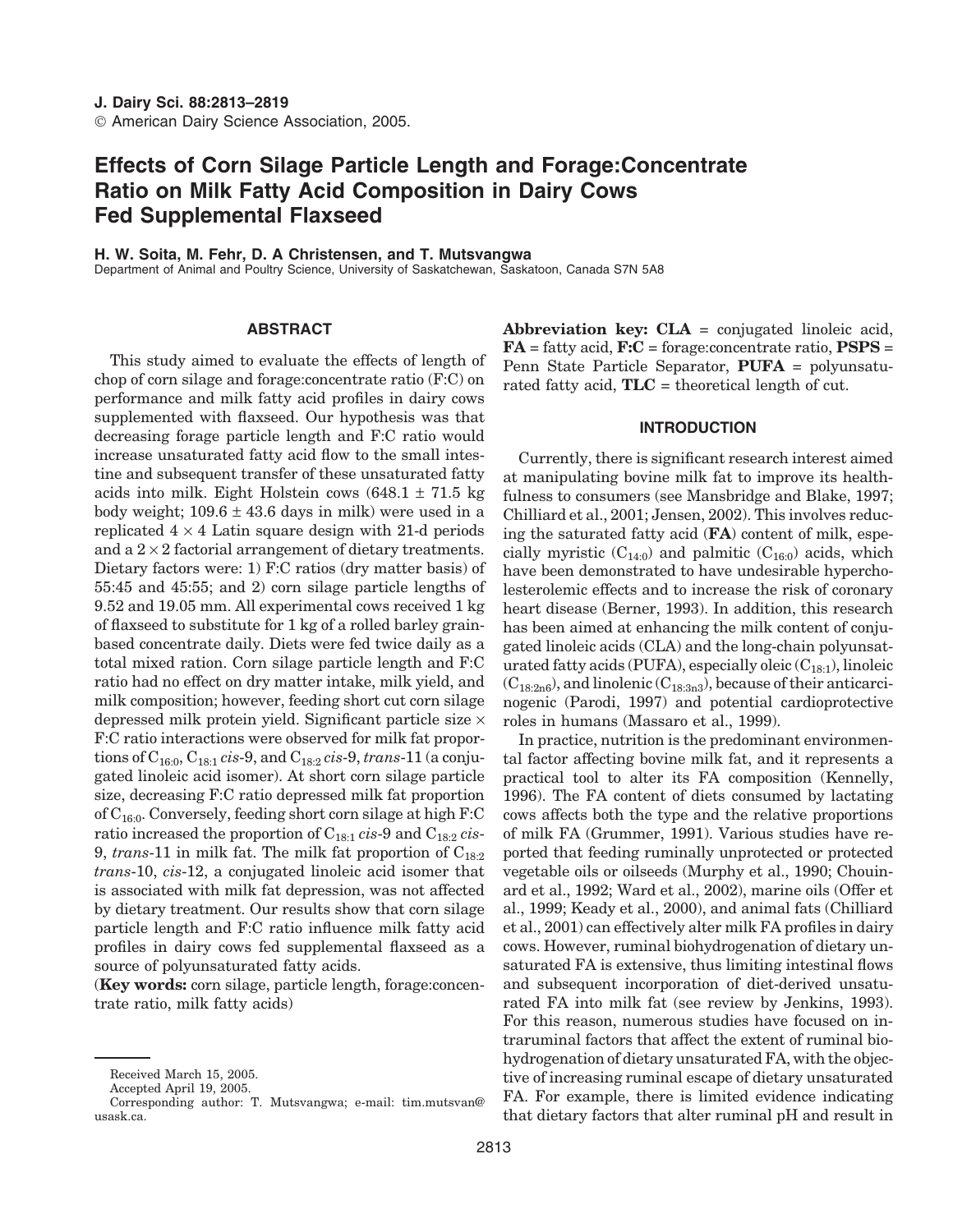# Effects of Corn Silage Particle Length and Forage:Concentrate Ratio on Milk Fatty Acid Composition in Dairy Cows Fed Supplemental Flaxseed

**H. W. Soita, M. Fehr, D. A Christensen, and T. Mutsvangwa**

Department of Animal and Poultry Science, University of Saskatchewan, Saskatoon, Canada S7N 5A8

## ABSTRACT

This study aimed to evaluate the effects of length of chop of corn silage and forage:concentrate ratio (F:C) on performance and milk fatty acid profiles in dairy cows supplemented with flaxseed. Our hypothesis was that decreasing forage particle length and F:C ratio would increase unsaturated fatty acid flow to the small intestine and subsequent transfer of these unsaturated fatty acids into milk. Eight Holstein cows (648.1 ± 71.5 kg body weight; 109.6 ± 43.6 days in milk) were used in a replicated 4 × 4 Latin square design with 21-d periods and a 2 × 2 factorial arrangement of dietary treatments. Dietary factors were: 1) F:C ratios (dry matter basis) of 55:45 and 45:55; and 2) corn silage particle lengths of 9.52 and 19.05 mm. All experimental cows received 1 kg of flaxseed to substitute for 1 kg of a rolled barley grain-based concentrate daily. Diets were fed twice daily as a total mixed ration. Corn silage particle length and F:C ratio had no effect on dry matter intake, milk yield, and milk composition; however, feeding short cut corn silage depressed milk protein yield. Significant particle size × F:C ratio interactions were observed for milk fat proportions of $C_{16:0}$, $C_{18:1}$ *cis*-9, and $C_{18:2}$ *cis*-9, *trans*-11 (a conjugated linoleic acid isomer). At short corn silage particle size, decreasing F:C ratio depressed milk fat proportion of $C_{16:0}$. Conversely, feeding short corn silage at high F:C ratio increased the proportion of $C_{18:1}$ *cis*-9 and $C_{18:2}$ *cis*-9, *trans*-11 in milk fat. The milk fat proportion of $C_{18:2}$ *trans*-10, *cis*-12, a conjugated linoleic acid isomer that is associated with milk fat depression, was not affected by dietary treatment. Our results show that corn silage particle length and F:C ratio influence milk fatty acid profiles in dairy cows fed supplemental flaxseed as a source of polyunsaturated fatty acids.

(**Key words:** corn silage, particle length, forage:concentrate ratio, milk fatty acids)

**Abbreviation key: CLA** = conjugated linoleic acid, **FA** = fatty acid, **F:C** = forage:concentrate ratio, **PSPS** = Penn State Particle Separator, **PUFA** = polyunsaturated fatty acid, **TLC** = theoretical length of cut.

## INTRODUCTION

Currently, there is significant research interest aimed at manipulating bovine milk fat to improve its healthfulness to consumers (see Mansbridge and Blake, 1997; Chilliard et al., 2001; Jensen, 2002). This involves reducing the saturated fatty acid (**FA**) content of milk, especially myristic ($C_{14:0}$) and palmitic ($C_{16:0}$) acids, which have been demonstrated to have undesirable hypercholesterolemic effects and to increase the risk of coronary heart disease (Berner, 1993). In addition, this research has been aimed at enhancing the milk content of conjugated linoleic acids (CLA) and the long-chain polyunsaturated fatty acids (PUFA), especially oleic ($C_{18:1}$), linoleic ($C_{18:2n6}$), and linolenic ($C_{18:3n3}$), because of their anticarcinogenic (Parodi, 1997) and potential cardioprotective roles in humans (Massaro et al., 1999).

In practice, nutrition is the predominant environmental factor affecting bovine milk fat, and it represents a practical tool to alter its FA composition (Kennelly, 1996). The FA content of diets consumed by lactating cows affects both the type and the relative proportions of milk FA (Grummer, 1991). Various studies have reported that feeding ruminally unprotected or protected vegetable oils or oilseeds (Murphy et al., 1990; Chouinard et al., 1992; Ward et al., 2002), marine oils (Offer et al., 1999; Keady et al., 2000), and animal fats (Chilliard et al., 2001) can effectively alter milk FA profiles in dairy cows. However, ruminal biohydrogenation of dietary unsaturated FA is extensive, thus limiting intestinal flows and subsequent incorporation of diet-derived unsaturated FA into milk fat (see review by Jenkins, 1993). For this reason, numerous studies have focused on intraruminal factors that affect the extent of ruminal biohydrogenation of dietary unsaturated FA, with the objective of increasing ruminal escape of dietary unsaturated FA. For example, there is limited evidence indicating that dietary factors that alter ruminal pH and result in

Received March 15, 2005.

Accepted April 19, 2005.

Corresponding author: T. Mutsvangwa; e-mail: tim.mutsvan@usask.ca.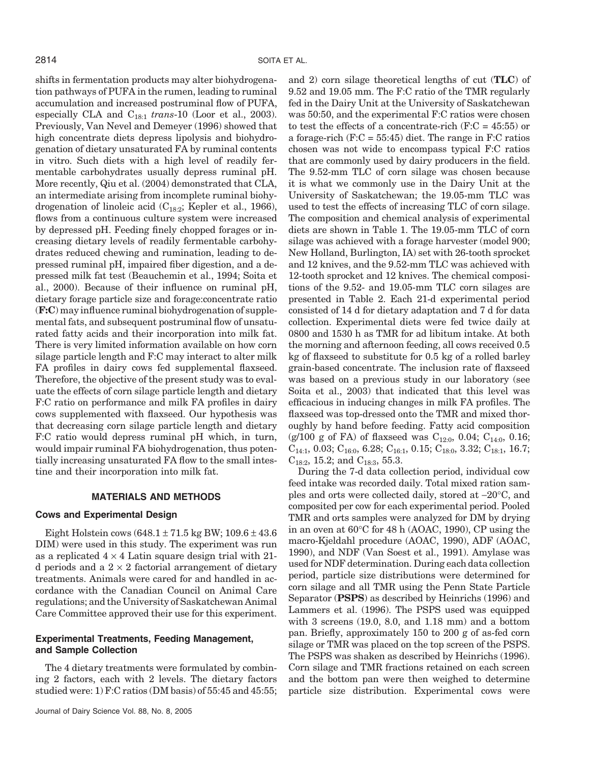shifts in fermentation products may alter biohydrogenation pathways of PUFA in the rumen, leading to ruminal accumulation and increased postruminal flow of PUFA, especially CLA and $C_{18:1}$ *trans*-10 (Loor et al., 2003). Previously, Van Nevel and Demeyer (1996) showed that high concentrate diets depress lipolysis and biohydrogenation of dietary unsaturated FA by ruminal contents in vitro. Such diets with a high level of readily fermentable carbohydrates usually depress ruminal pH. More recently, Qiu et al. (2004) demonstrated that CLA, an intermediate arising from incomplete ruminal biohydrogenation of linoleic acid ($C_{18:2}$; Kepler et al., 1966), flows from a continuous culture system were increased by depressed pH. Feeding finely chopped forages or increasing dietary levels of readily fermentable carbohydrates reduced chewing and rumination, leading to depressed ruminal pH, impaired fiber digestion, and a depressed milk fat test (Beauchemin et al., 1994; Soita et al., 2000). Because of their influence on ruminal pH, dietary forage particle size and forage:concentrate ratio (**F:C**) may influence ruminal biohydrogenation of supplemental fats, and subsequent postruminal flow of unsaturated fatty acids and their incorporation into milk fat. There is very limited information available on how corn silage particle length and F:C may interact to alter milk FA profiles in dairy cows fed supplemental flaxseed. Therefore, the objective of the present study was to evaluate the effects of corn silage particle length and dietary F:C ratio on performance and milk FA profiles in dairy cows supplemented with flaxseed. Our hypothesis was that decreasing corn silage particle length and dietary F:C ratio would depress ruminal pH which, in turn, would impair ruminal FA biohydrogenation, thus potentially increasing unsaturated FA flow to the small intestine and their incorporation into milk fat.

## MATERIALS AND METHODS

### Cows and Experimental Design

Eight Holstein cows (648.1 ± 71.5 kg BW; 109.6 ± 43.6 DIM) were used in this study. The experiment was run as a replicated 4 × 4 Latin square design trial with 21-d periods and a 2 × 2 factorial arrangement of dietary treatments. Animals were cared for and handled in accordance with the Canadian Council on Animal Care regulations; and the University of Saskatchewan Animal Care Committee approved their use for this experiment.

### Experimental Treatments, Feeding Management, and Sample Collection

The 4 dietary treatments were formulated by combining 2 factors, each with 2 levels. The dietary factors studied were: 1) F:C ratios (DM basis) of 55:45 and 45:55; and 2) corn silage theoretical lengths of cut (**TLC**) of 9.52 and 19.05 mm. The F:C ratio of the TMR regularly fed in the Dairy Unit at the University of Saskatchewan was 50:50, and the experimental F:C ratios were chosen to test the effects of a concentrate-rich (F:C = 45:55) or a forage-rich (F:C = 55:45) diet. The range in F:C ratios chosen was not wide to encompass typical F:C ratios that are commonly used by dairy producers in the field. The 9.52-mm TLC of corn silage was chosen because it is what we commonly use in the Dairy Unit at the University of Saskatchewan; the 19.05-mm TLC was used to test the effects of increasing TLC of corn silage. The composition and chemical analysis of experimental diets are shown in Table 1. The 19.05-mm TLC of corn silage was achieved with a forage harvester (model 900; New Holland, Burlington, IA) set with 26-tooth sprocket and 12 knives, and the 9.52-mm TLC was achieved with 12-tooth sprocket and 12 knives. The chemical compositions of the 9.52- and 19.05-mm TLC corn silages are presented in Table 2. Each 21-d experimental period consisted of 14 d for dietary adaptation and 7 d for data collection. Experimental diets were fed twice daily at 0800 and 1530 h as TMR for ad libitum intake. At both the morning and afternoon feeding, all cows received 0.5 kg of flaxseed to substitute for 0.5 kg of a rolled barley grain-based concentrate. The inclusion rate of flaxseed was based on a previous study in our laboratory (see Soita et al., 2003) that indicated that this level was efficacious in inducing changes in milk FA profiles. The flaxseed was top-dressed onto the TMR and mixed thoroughly by hand before feeding. Fatty acid composition (g/100 g of FA) of flaxseed was $C_{12:0}$, 0.04; $C_{14:0}$, 0.16; $C_{14:1}$, 0.03; $C_{16:0}$, 6.28; $C_{16:1}$, 0.15; $C_{18:0}$, 3.32; $C_{18:1}$, 16.7; $C_{18:2}$, 15.2; and $C_{18:3}$, 55.3.

During the 7-d data collection period, individual cow feed intake was recorded daily. Total mixed ration samples and orts were collected daily, stored at –20°C, and composited per cow for each experimental period. Pooled TMR and orts samples were analyzed for DM by drying in an oven at 60°C for 48 h (AOAC, 1990), CP using the macro-Kjeldahl procedure (AOAC, 1990), ADF (AOAC, 1990), and NDF (Van Soest et al., 1991). Amylase was used for NDF determination. During each data collection period, particle size distributions were determined for corn silage and all TMR using the Penn State Particle Separator (**PSPS**) as described by Heinrichs (1996) and Lammers et al. (1996). The PSPS used was equipped with 3 screens (19.0, 8.0, and 1.18 mm) and a bottom pan. Briefly, approximately 150 to 200 g of as-fed corn silage or TMR was placed on the top screen of the PSPS. The PSPS was shaken as described by Heinrichs (1996). Corn silage and TMR fractions retained on each screen and the bottom pan were then weighed to determine particle size distribution. Experimental cows were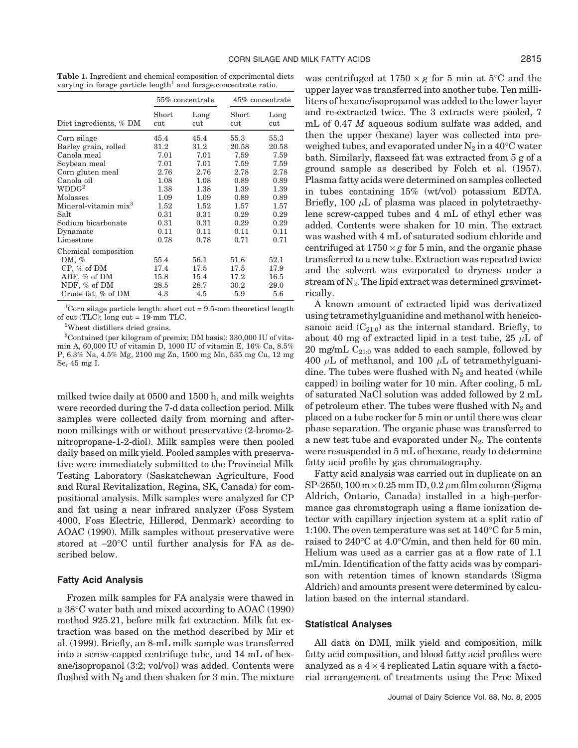**Table 1.** Ingredient and chemical composition of experimental diets varying in forage particle length[1] and forage:concentrate ratio.

| | 55% concentrate | | 45% concentrate | |
|---|---|---|---|---|
| Diet ingredients, % DM | Short cut | Long cut | Short cut | Long cut |
| Corn silage | 45.4 | 45.4 | 55.3 | 55.3 |
| Barley grain, rolled | 31.2 | 31.2 | 20.58 | 20.58 |
| Canola meal | 7.01 | 7.01 | 7.59 | 7.59 |
| Soybean meal | 7.01 | 7.01 | 7.59 | 7.59 |
| Corn gluten meal | 2.76 | 2.76 | 2.78 | 2.78 |
| Canola oil | 1.08 | 1.08 | 0.89 | 0.89 |
| WDDG[2] | 1.38 | 1.38 | 1.39 | 1.39 |
| Molasses | 1.09 | 1.09 | 0.89 | 0.89 |
| Mineral-vitamin mix[3] | 1.52 | 1.52 | 1.57 | 1.57 |
| Salt | 0.31 | 0.31 | 0.29 | 0.29 |
| Sodium bicarbonate | 0.31 | 0.31 | 0.29 | 0.29 |
| Dynamate | 0.11 | 0.11 | 0.11 | 0.11 |
| Limestone | 0.78 | 0.78 | 0.71 | 0.71 |
| Chemical composition | | | | |
| DM, % | 55.4 | 56.1 | 51.6 | 52.1 |
| CP, % of DM | 17.4 | 17.5 | 17.5 | 17.9 |
| ADF, % of DM | 15.8 | 15.4 | 17.2 | 16.5 |
| NDF, % of DM | 28.5 | 28.7 | 30.2 | 29.0 |
| Crude fat, % of DM | 4.3 | 4.5 | 5.9 | 5.6 |

[1]Corn silage particle length: short cut = 9.5-mm theoretical length of cut (TLC); long cut = 19-mm TLC.

[2]Wheat distillers dried grains.

[3]Contained (per kilogram of premix; DM basis): 330,000 IU of vitamin A, 60,000 IU of vitamin D, 1000 IU of vitamin E, 16% Ca, 8.5% P, 6.3% Na, 4.5% Mg, 2100 mg Zn, 1500 mg Mn, 535 mg Cu, 12 mg Se, 45 mg I.

milked twice daily at 0500 and 1500 h, and milk weights were recorded during the 7-d data collection period. Milk samples were collected daily from morning and afternoon milkings with or without preservative (2-bromo-2-nitropropane-1-2-diol). Milk samples were then pooled daily based on milk yield. Pooled samples with preservative were immediately submitted to the Provincial Milk Testing Laboratory (Saskatchewan Agriculture, Food and Rural Revitalization, Regina, SK, Canada) for compositional analysis. Milk samples were analyzed for CP and fat using a near infrared analyzer (Foss System 4000, Foss Electric, Hillerød, Denmark) according to AOAC (1990). Milk samples without preservative were stored at −20°C until further analysis for FA as described below.

### Fatty Acid Analysis

Frozen milk samples for FA analysis were thawed in a 38°C water bath and mixed according to AOAC (1990) method 925.21, before milk fat extraction. Milk fat extraction was based on the method described by Mir et al. (1999). Briefly, an 8-mL milk sample was transferred into a screw-capped centrifuge tube, and 14 mL of hexane/isopropanol (3:2; vol/vol) was added. Contents were flushed with $N_2$ and then shaken for 3 min. The mixture was centrifuged at $1750 \times g$ for 5 min at 5°C and the upper layer was transferred into another tube. Ten milliliters of hexane/isopropanol was added to the lower layer and re-extracted twice. The 3 extracts were pooled, 7 mL of 0.47 *M* aqueous sodium sulfate was added, and then the upper (hexane) layer was collected into preweighed tubes, and evaporated under $N_2$ in a 40°C water bath. Similarly, flaxseed fat was extracted from 5 g of a ground sample as described by Folch et al. (1957). Plasma fatty acids were determined on samples collected in tubes containing 15% (wt/vol) potassium EDTA. Briefly, 100 $\mu$L of plasma was placed in polytetraethylene screw-capped tubes and 4 mL of ethyl ether was added. Contents were shaken for 10 min. The extract was washed with 4 mL of saturated sodium chloride and centrifuged at $1750 \times g$ for 5 min, and the organic phase transferred to a new tube. Extraction was repeated twice and the solvent was evaporated to dryness under a stream of $N_2$. The lipid extract was determined gravimetrically.

A known amount of extracted lipid was derivatized using tetramethylguanidine and methanol with heneicosanoic acid ($C_{21:0}$) as the internal standard. Briefly, to about 40 mg of extracted lipid in a test tube, 25 $\mu$L of 20 mg/mL $C_{21:0}$ was added to each sample, followed by 400 $\mu$L of methanol, and 100 $\mu$L of tetramethylguanidine. The tubes were flushed with $N_2$ and heated (while capped) in boiling water for 10 min. After cooling, 5 mL of saturated NaCl solution was added followed by 2 mL of petroleum ether. The tubes were flushed with $N_2$ and placed on a tube rocker for 5 min or until there was clear phase separation. The organic phase was transferred to a new test tube and evaporated under $N_2$. The contents were resuspended in 5 mL of hexane, ready to determine fatty acid profile by gas chromatography.

Fatty acid analysis was carried out in duplicate on an SP-2650, 100 m × 0.25 mm ID, 0.2 $\mu$m film column (Sigma Aldrich, Ontario, Canada) installed in a high-performance gas chromatograph using a flame ionization detector with capillary injection system at a split ratio of 1:100. The oven temperature was set at 140°C for 5 min, raised to 240°C at 4.0°C/min, and then held for 60 min. Helium was used as a carrier gas at a flow rate of 1.1 mL/min. Identification of the fatty acids was by comparison with retention times of known standards (Sigma Aldrich) and amounts present were determined by calculation based on the internal standard.

### Statistical Analyses

All data on DMI, milk yield and composition, milk fatty acid composition, and blood fatty acid profiles were analyzed as a 4 × 4 replicated Latin square with a factorial arrangement of treatments using the Proc Mixed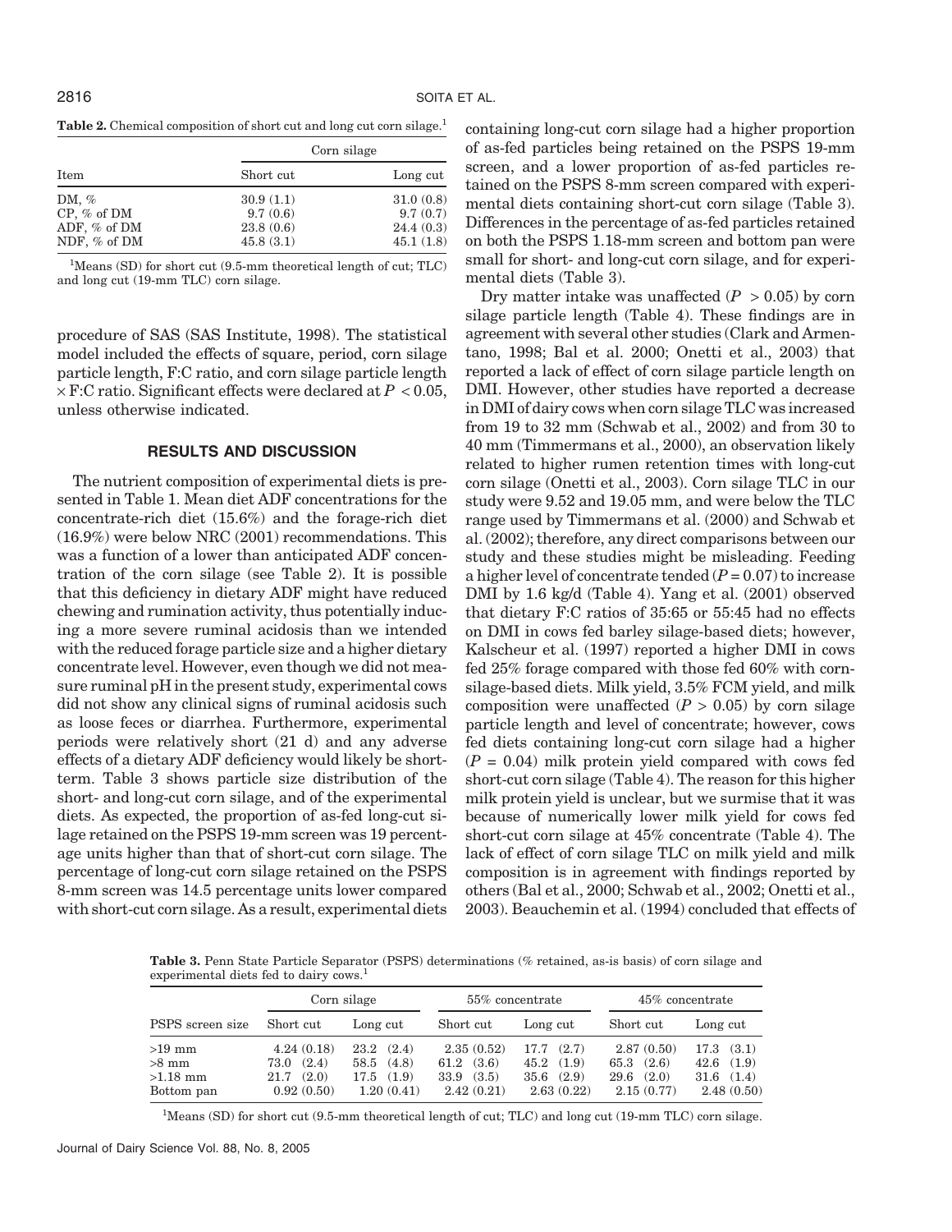**Table 2.** Chemical composition of short cut and long cut corn silage.[1]

| Item | Corn silage | |
|---|---|---|
| | Short cut | Long cut |
| DM, % | 30.9 (1.1) | 31.0 (0.8) |
| CP, % of DM | 9.7 (0.6) | 9.7 (0.7) |
| ADF, % of DM | 23.8 (0.6) | 24.4 (0.3) |
| NDF, % of DM | 45.8 (3.1) | 45.1 (1.8) |

[1]Means (SD) for short cut (9.5-mm theoretical length of cut; TLC) and long cut (19-mm TLC) corn silage.

procedure of SAS (SAS Institute, 1998). The statistical model included the effects of square, period, corn silage particle length, F:C ratio, and corn silage particle length × F:C ratio. Significant effects were declared at $P < 0.05$, unless otherwise indicated.

## RESULTS AND DISCUSSION

The nutrient composition of experimental diets is presented in Table 1. Mean diet ADF concentrations for the concentrate-rich diet (15.6%) and the forage-rich diet (16.9%) were below NRC (2001) recommendations. This was a function of a lower than anticipated ADF concentration of the corn silage (see Table 2). It is possible that this deficiency in dietary ADF might have reduced chewing and rumination activity, thus potentially inducing a more severe ruminal acidosis than we intended with the reduced forage particle size and a higher dietary concentrate level. However, even though we did not measure ruminal pH in the present study, experimental cows did not show any clinical signs of ruminal acidosis such as loose feces or diarrhea. Furthermore, experimental periods were relatively short (21 d) and any adverse effects of a dietary ADF deficiency would likely be short-term. Table 3 shows particle size distribution of the short- and long-cut corn silage, and of the experimental diets. As expected, the proportion of as-fed long-cut silage retained on the PSPS 19-mm screen was 19 percentage units higher than that of short-cut corn silage. The percentage of long-cut corn silage retained on the PSPS 8-mm screen was 14.5 percentage units lower compared with short-cut corn silage. As a result, experimental diets containing long-cut corn silage had a higher proportion of as-fed particles being retained on the PSPS 19-mm screen, and a lower proportion of as-fed particles retained on the PSPS 8-mm screen compared with experimental diets containing short-cut corn silage (Table 3). Differences in the percentage of as-fed particles retained on both the PSPS 1.18-mm screen and bottom pan were small for short- and long-cut corn silage, and for experimental diets (Table 3).

Dry matter intake was unaffected ($P > 0.05$) by corn silage particle length (Table 4). These findings are in agreement with several other studies (Clark and Armentano, 1998; Bal et al. 2000; Onetti et al., 2003) that reported a lack of effect of corn silage particle length on DMI. However, other studies have reported a decrease in DMI of dairy cows when corn silage TLC was increased from 19 to 32 mm (Schwab et al., 2002) and from 30 to 40 mm (Timmermans et al., 2000), an observation likely related to higher rumen retention times with long-cut corn silage (Onetti et al., 2003). Corn silage TLC in our study were 9.52 and 19.05 mm, and were below the TLC range used by Timmermans et al. (2000) and Schwab et al. (2002); therefore, any direct comparisons between our study and these studies might be misleading. Feeding a higher level of concentrate tended ($P = 0.07$) to increase DMI by 1.6 kg/d (Table 4). Yang et al. (2001) observed that dietary F:C ratios of 35:65 or 55:45 had no effects on DMI in cows fed barley silage-based diets; however, Kalscheur et al. (1997) reported a higher DMI in cows fed 25% forage compared with those fed 60% with corn-silage-based diets. Milk yield, 3.5% FCM yield, and milk composition were unaffected ($P > 0.05$) by corn silage particle length and level of concentrate; however, cows fed diets containing long-cut corn silage had a higher ($P = 0.04$) milk protein yield compared with cows fed short-cut corn silage (Table 4). The reason for this higher milk protein yield is unclear, but we surmise that it was because of numerically lower milk yield for cows fed short-cut corn silage at 45% concentrate (Table 4). The lack of effect of corn silage TLC on milk yield and milk composition is in agreement with findings reported by others (Bal et al., 2000; Schwab et al., 2002; Onetti et al., 2003). Beauchemin et al. (1994) concluded that effects of

**Table 3.** Penn State Particle Separator (PSPS) determinations (% retained, as-is basis) of corn silage and experimental diets fed to dairy cows.[1]

| PSPS screen size | Corn silage | | 55% concentrate | | 45% concentrate | |
|---|---|---|---|---|---|---|
| | Short cut | Long cut | Short cut | Long cut | Short cut | Long cut |
| >19 mm | 4.24 (0.18) | 23.2 (2.4) | 2.35 (0.52) | 17.7 (2.7) | 2.87 (0.50) | 17.3 (3.1) |
| >8 mm | 73.0 (2.4) | 58.5 (4.8) | 61.2 (3.6) | 45.2 (1.9) | 65.3 (2.6) | 42.6 (1.9) |
| >1.18 mm | 21.7 (2.0) | 17.5 (1.9) | 33.9 (3.5) | 35.6 (2.9) | 29.6 (2.0) | 31.6 (1.4) |
| Bottom pan | 0.92 (0.50) | 1.20 (0.41) | 2.42 (0.21) | 2.63 (0.22) | 2.15 (0.77) | 2.48 (0.50) |

[1]Means (SD) for short cut (9.5-mm theoretical length of cut; TLC) and long cut (19-mm TLC) corn silage.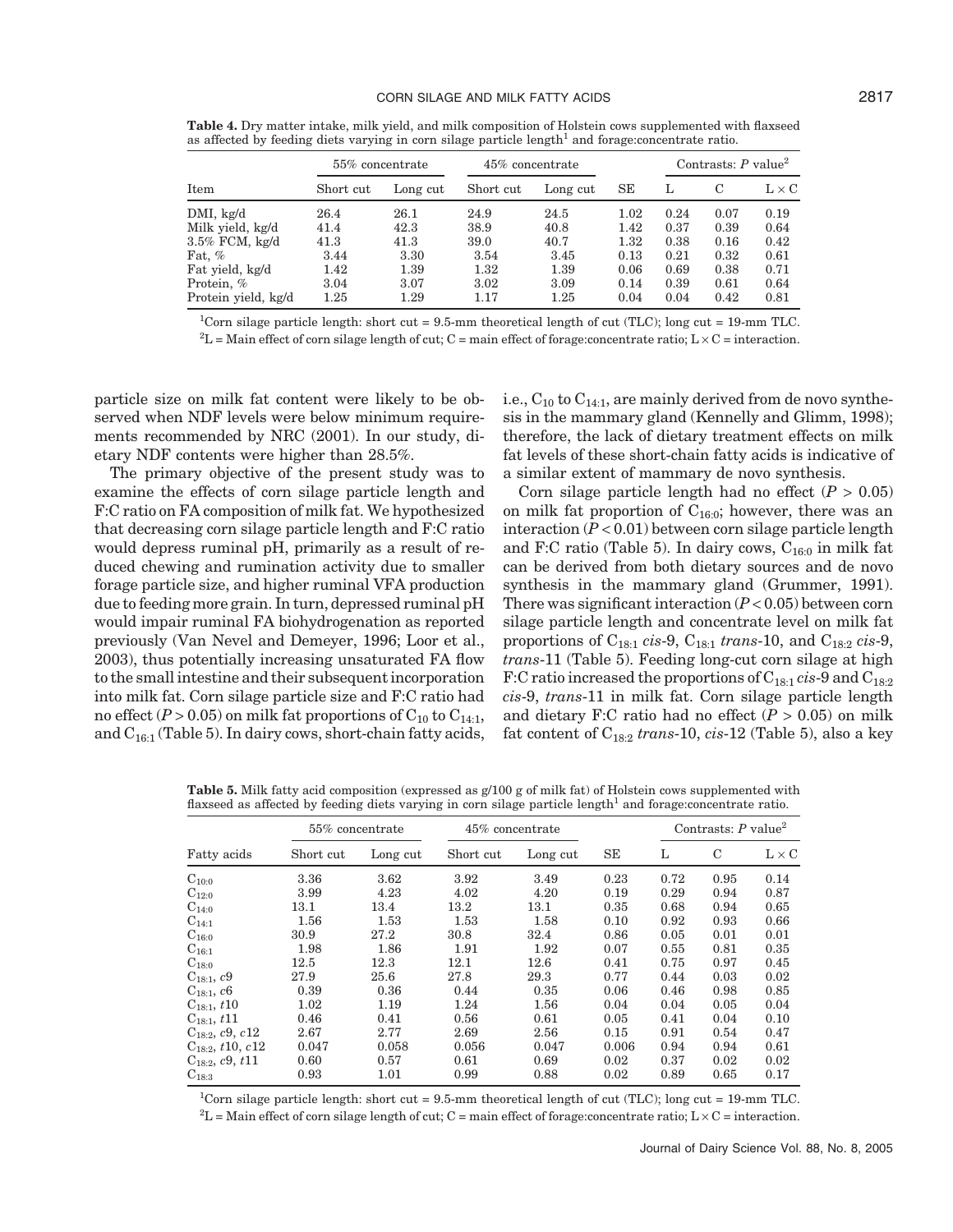**Table 4.** Dry matter intake, milk yield, and milk composition of Holstein cows supplemented with flaxseed as affected by feeding diets varying in corn silage particle length[1] and forage:concentrate ratio.

| Item | 55% concentrate | | 45% concentrate | | SE | Contrasts: $P$ value[2] | | |
|---|---|---|---|---|---|---|---|---|
| | Short cut | Long cut | Short cut | Long cut | | L | C | L × C |
| DMI, kg/d | 26.4 | 26.1 | 24.9 | 24.5 | 1.02 | 0.24 | 0.07 | 0.19 |
| Milk yield, kg/d | 41.4 | 42.3 | 38.9 | 40.8 | 1.42 | 0.37 | 0.39 | 0.64 |
| 3.5% FCM, kg/d | 41.3 | 41.3 | 39.0 | 40.7 | 1.32 | 0.38 | 0.16 | 0.42 |
| Fat, % | 3.44 | 3.30 | 3.54 | 3.45 | 0.13 | 0.21 | 0.32 | 0.61 |
| Fat yield, kg/d | 1.42 | 1.39 | 1.32 | 1.39 | 0.06 | 0.69 | 0.38 | 0.71 |
| Protein, % | 3.04 | 3.07 | 3.02 | 3.09 | 0.14 | 0.39 | 0.61 | 0.64 |
| Protein yield, kg/d | 1.25 | 1.29 | 1.17 | 1.25 | 0.04 | 0.04 | 0.42 | 0.81 |

[1]Corn silage particle length: short cut = 9.5-mm theoretical length of cut (TLC); long cut = 19-mm TLC.

[2]L = Main effect of corn silage length of cut; C = main effect of forage:concentrate ratio; L × C = interaction.

particle size on milk fat content were likely to be observed when NDF levels were below minimum requirements recommended by NRC (2001). In our study, dietary NDF contents were higher than 28.5%.

The primary objective of the present study was to examine the effects of corn silage particle length and F:C ratio on FA composition of milk fat. We hypothesized that decreasing corn silage particle length and F:C ratio would depress ruminal pH, primarily as a result of reduced chewing and rumination activity due to smaller forage particle size, and higher ruminal VFA production due to feeding more grain. In turn, depressed ruminal pH would impair ruminal FA biohydrogenation as reported previously (Van Nevel and Demeyer, 1996; Loor et al., 2003), thus potentially increasing unsaturated FA flow to the small intestine and their subsequent incorporation into milk fat. Corn silage particle size and F:C ratio had no effect ($P > 0.05$) on milk fat proportions of $C_{10}$ to $C_{14:1}$, and $C_{16:1}$ (Table 5). In dairy cows, short-chain fatty acids, i.e., $C_{10}$ to $C_{14:1}$, are mainly derived from de novo synthesis in the mammary gland (Kennelly and Glimm, 1998); therefore, the lack of dietary treatment effects on milk fat levels of these short-chain fatty acids is indicative of a similar extent of mammary de novo synthesis.

Corn silage particle length had no effect ($P > 0.05$) on milk fat proportion of $C_{16:0}$; however, there was an interaction ($P < 0.01$) between corn silage particle length and F:C ratio (Table 5). In dairy cows, $C_{16:0}$ in milk fat can be derived from both dietary sources and de novo synthesis in the mammary gland (Grummer, 1991). There was significant interaction ($P < 0.05$) between corn silage particle length and concentrate level on milk fat proportions of $C_{18:1}$ *cis*-9, $C_{18:1}$ *trans*-10, and $C_{18:2}$ *cis*-9, *trans*-11 (Table 5). Feeding long-cut corn silage at high F:C ratio increased the proportions of $C_{18:1}$ *cis*-9 and $C_{18:2}$ *cis*-9, *trans*-11 in milk fat. Corn silage particle length and dietary F:C ratio had no effect ($P > 0.05$) on milk fat content of $C_{18:2}$ *trans*-10, *cis*-12 (Table 5), also a key

**Table 5.** Milk fatty acid composition (expressed as g/100 g of milk fat) of Holstein cows supplemented with flaxseed as affected by feeding diets varying in corn silage particle length[1] and forage:concentrate ratio.

| Fatty acids | 55% concentrate | | 45% concentrate | | SE | Contrasts: $P$ value[2] | | |
|---|---|---|---|---|---|---|---|---|
| | Short cut | Long cut | Short cut | Long cut | | L | C | L × C |
| $C_{10:0}$ | 3.36 | 3.62 | 3.92 | 3.49 | 0.23 | 0.72 | 0.95 | 0.14 |
| $C_{12:0}$ | 3.99 | 4.23 | 4.02 | 4.20 | 0.19 | 0.29 | 0.94 | 0.87 |
| $C_{14:0}$ | 13.1 | 13.4 | 13.2 | 13.1 | 0.35 | 0.68 | 0.94 | 0.65 |
| $C_{14:1}$ | 1.56 | 1.53 | 1.53 | 1.58 | 0.10 | 0.92 | 0.93 | 0.66 |
| $C_{16:0}$ | 30.9 | 27.2 | 30.8 | 32.4 | 0.86 | 0.05 | 0.01 | 0.01 |
| $C_{16:1}$ | 1.98 | 1.86 | 1.91 | 1.92 | 0.07 | 0.55 | 0.81 | 0.35 |
| $C_{18:0}$ | 12.5 | 12.3 | 12.1 | 12.6 | 0.41 | 0.75 | 0.97 | 0.45 |
| $C_{18:1}$, *c*9 | 27.9 | 25.6 | 27.8 | 29.3 | 0.77 | 0.44 | 0.03 | 0.02 |
| $C_{18:1}$, *c*6 | 0.39 | 0.36 | 0.44 | 0.35 | 0.06 | 0.46 | 0.98 | 0.85 |
| $C_{18:1}$, *t*10 | 1.02 | 1.19 | 1.24 | 1.56 | 0.04 | 0.04 | 0.05 | 0.04 |
| $C_{18:1}$, *t*11 | 0.46 | 0.41 | 0.56 | 0.61 | 0.05 | 0.41 | 0.04 | 0.10 |
| $C_{18:2}$, *c*9, *c*12 | 2.67 | 2.77 | 2.69 | 2.56 | 0.15 | 0.91 | 0.54 | 0.47 |
| $C_{18:2}$, *t*10, *c*12 | 0.047 | 0.058 | 0.056 | 0.047 | 0.006 | 0.94 | 0.94 | 0.61 |
| $C_{18:2}$, *c*9, *t*11 | 0.60 | 0.57 | 0.61 | 0.69 | 0.02 | 0.37 | 0.02 | 0.02 |
| $C_{18:3}$ | 0.93 | 1.01 | 0.99 | 0.88 | 0.02 | 0.89 | 0.65 | 0.17 |

[1]Corn silage particle length: short cut = 9.5-mm theoretical length of cut (TLC); long cut = 19-mm TLC.

[2]L = Main effect of corn silage length of cut; C = main effect of forage:concentrate ratio; L × C = interaction.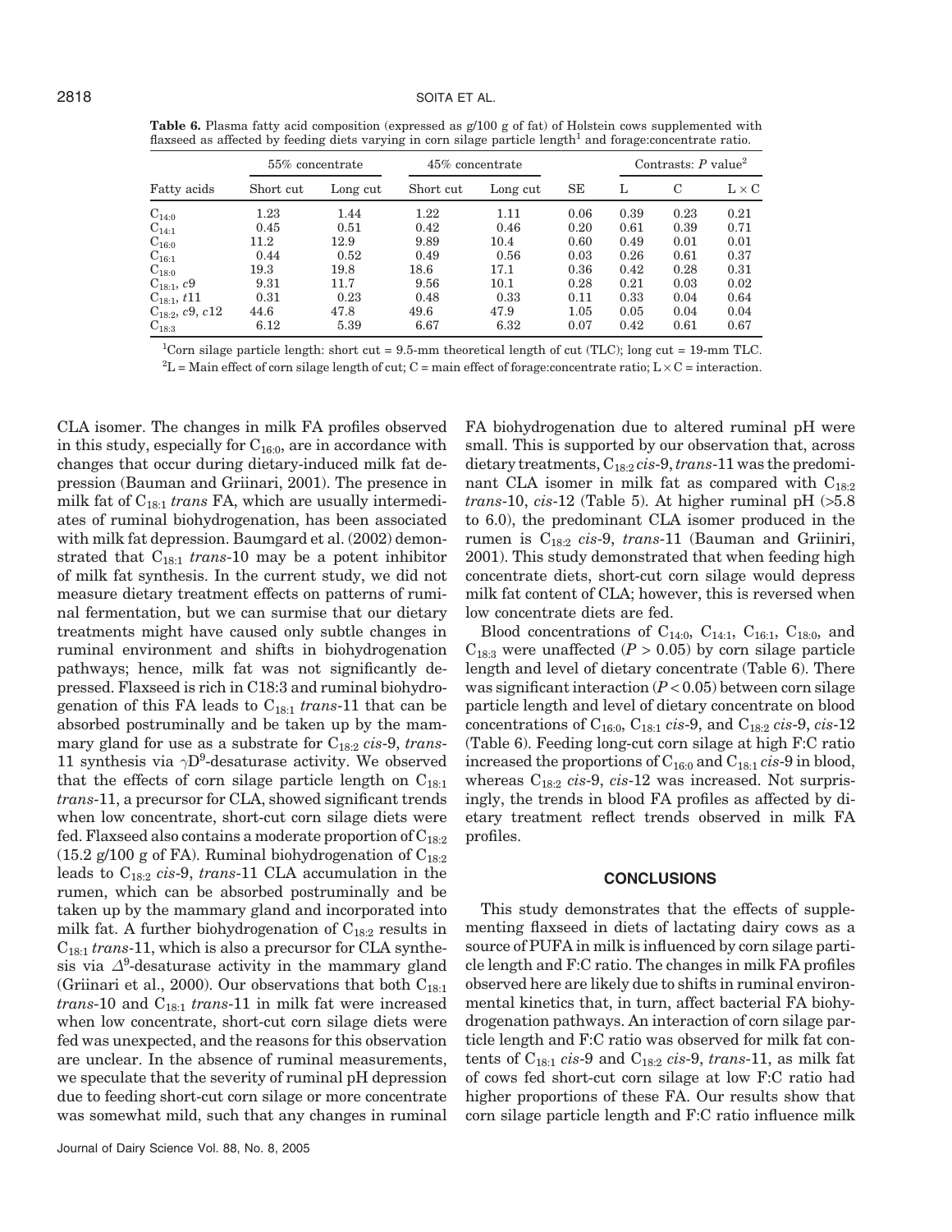**Table 6.** Plasma fatty acid composition (expressed as g/100 g of fat) of Holstein cows supplemented with flaxseed as affected by feeding diets varying in corn silage particle length[1] and forage:concentrate ratio.

| Fatty acids | 55% concentrate | | 45% concentrate | | SE | Contrasts: $P$ value[2] | | |
|---|---|---|---|---|---|---|---|---|
| | Short cut | Long cut | Short cut | Long cut | | L | C | L × C |
| $C_{14:0}$ | 1.23 | 1.44 | 1.22 | 1.11 | 0.06 | 0.39 | 0.23 | 0.21 |
| $C_{14:1}$ | 0.45 | 0.51 | 0.42 | 0.46 | 0.20 | 0.61 | 0.39 | 0.71 |
| $C_{16:0}$ | 11.2 | 12.9 | 9.89 | 10.4 | 0.60 | 0.49 | 0.01 | 0.01 |
| $C_{16:1}$ | 0.44 | 0.52 | 0.49 | 0.56 | 0.03 | 0.26 | 0.61 | 0.37 |
| $C_{18:0}$ | 19.3 | 19.8 | 18.6 | 17.1 | 0.36 | 0.42 | 0.28 | 0.31 |
| $C_{18:1}$, *c*9 | 9.31 | 11.7 | 9.56 | 10.1 | 0.28 | 0.21 | 0.03 | 0.02 |
| $C_{18:1}$, *t*11 | 0.31 | 0.23 | 0.48 | 0.33 | 0.11 | 0.33 | 0.04 | 0.64 |
| $C_{18:2}$, *c*9, *c*12 | 44.6 | 47.8 | 49.6 | 47.9 | 1.05 | 0.05 | 0.04 | 0.04 |
| $C_{18:3}$ | 6.12 | 5.39 | 6.67 | 6.32 | 0.07 | 0.42 | 0.61 | 0.67 |

[1]Corn silage particle length: short cut = 9.5-mm theoretical length of cut (TLC); long cut = 19-mm TLC.

[2]L = Main effect of corn silage length of cut; C = main effect of forage:concentrate ratio; L × C = interaction.

CLA isomer. The changes in milk FA profiles observed in this study, especially for $C_{16:0}$, are in accordance with changes that occur during dietary-induced milk fat depression (Bauman and Griinari, 2001). The presence in milk fat of $C_{18:1}$ *trans* FA, which are usually intermediates of ruminal biohydrogenation, has been associated with milk fat depression. Baumgard et al. (2002) demonstrated that $C_{18:1}$ *trans*-10 may be a potent inhibitor of milk fat synthesis. In the current study, we did not measure dietary treatment effects on patterns of ruminal fermentation, but we can surmise that our dietary treatments might have caused only subtle changes in ruminal environment and shifts in biohydrogenation pathways; hence, milk fat was not significantly depressed. Flaxseed is rich in C18:3 and ruminal biohydrogenation of this FA leads to $C_{18:1}$ *trans*-11 that can be absorbed postruminally and be taken up by the mammary gland for use as a substrate for $C_{18:2}$ *cis*-9, *trans*-11 synthesis via $\gamma D^9$-desaturase activity. We observed that the effects of corn silage particle length on $C_{18:1}$ *trans*-11, a precursor for CLA, showed significant trends when low concentrate, short-cut corn silage diets were fed. Flaxseed also contains a moderate proportion of $C_{18:2}$ (15.2 g/100 g of FA). Ruminal biohydrogenation of $C_{18:2}$ leads to $C_{18:2}$ *cis*-9, *trans*-11 CLA accumulation in the rumen, which can be absorbed postruminally and be taken up by the mammary gland and incorporated into milk fat. A further biohydrogenation of $C_{18:2}$ results in $C_{18:1}$ *trans*-11, which is also a precursor for CLA synthesis via $\Delta^9$-desaturase activity in the mammary gland (Griinari et al., 2000). Our observations that both $C_{18:1}$ *trans*-10 and $C_{18:1}$ *trans*-11 in milk fat were increased when low concentrate, short-cut corn silage diets were fed was unexpected, and the reasons for this observation are unclear. In the absence of ruminal measurements, we speculate that the severity of ruminal pH depression due to feeding short-cut corn silage or more concentrate was somewhat mild, such that any changes in ruminal FA biohydrogenation due to altered ruminal pH were small. This is supported by our observation that, across dietary treatments, $C_{18:2}$ *cis*-9, *trans*-11 was the predominant CLA isomer in milk fat as compared with $C_{18:2}$ *trans*-10, *cis*-12 (Table 5). At higher ruminal pH (>5.8 to 6.0), the predominant CLA isomer produced in the rumen is $C_{18:2}$ *cis*-9, *trans*-11 (Bauman and Griiniri, 2001). This study demonstrated that when feeding high concentrate diets, short-cut corn silage would depress milk fat content of CLA; however, this is reversed when low concentrate diets are fed.

Blood concentrations of $C_{14:0}$, $C_{14:1}$, $C_{16:1}$, $C_{18:0}$, and $C_{18:3}$ were unaffected ($P > 0.05$) by corn silage particle length and level of dietary concentrate (Table 6). There was significant interaction ($P < 0.05$) between corn silage particle length and level of dietary concentrate on blood concentrations of $C_{16:0}$, $C_{18:1}$ *cis*-9, and $C_{18:2}$ *cis*-9, *cis*-12 (Table 6). Feeding long-cut corn silage at high F:C ratio increased the proportions of $C_{16:0}$ and $C_{18:1}$ *cis*-9 in blood, whereas $C_{18:2}$ *cis*-9, *cis*-12 was increased. Not surprisingly, the trends in blood FA profiles as affected by dietary treatment reflect trends observed in milk FA profiles.

## CONCLUSIONS

This study demonstrates that the effects of supplementing flaxseed in diets of lactating dairy cows as a source of PUFA in milk is influenced by corn silage particle length and F:C ratio. The changes in milk FA profiles observed here are likely due to shifts in ruminal environmental kinetics that, in turn, affect bacterial FA biohydrogenation pathways. An interaction of corn silage particle length and F:C ratio was observed for milk fat contents of $C_{18:1}$ *cis*-9 and $C_{18:2}$ *cis*-9, *trans*-11, as milk fat of cows fed short-cut corn silage at low F:C ratio had higher proportions of these FA. Our results show that corn silage particle length and F:C ratio influence milk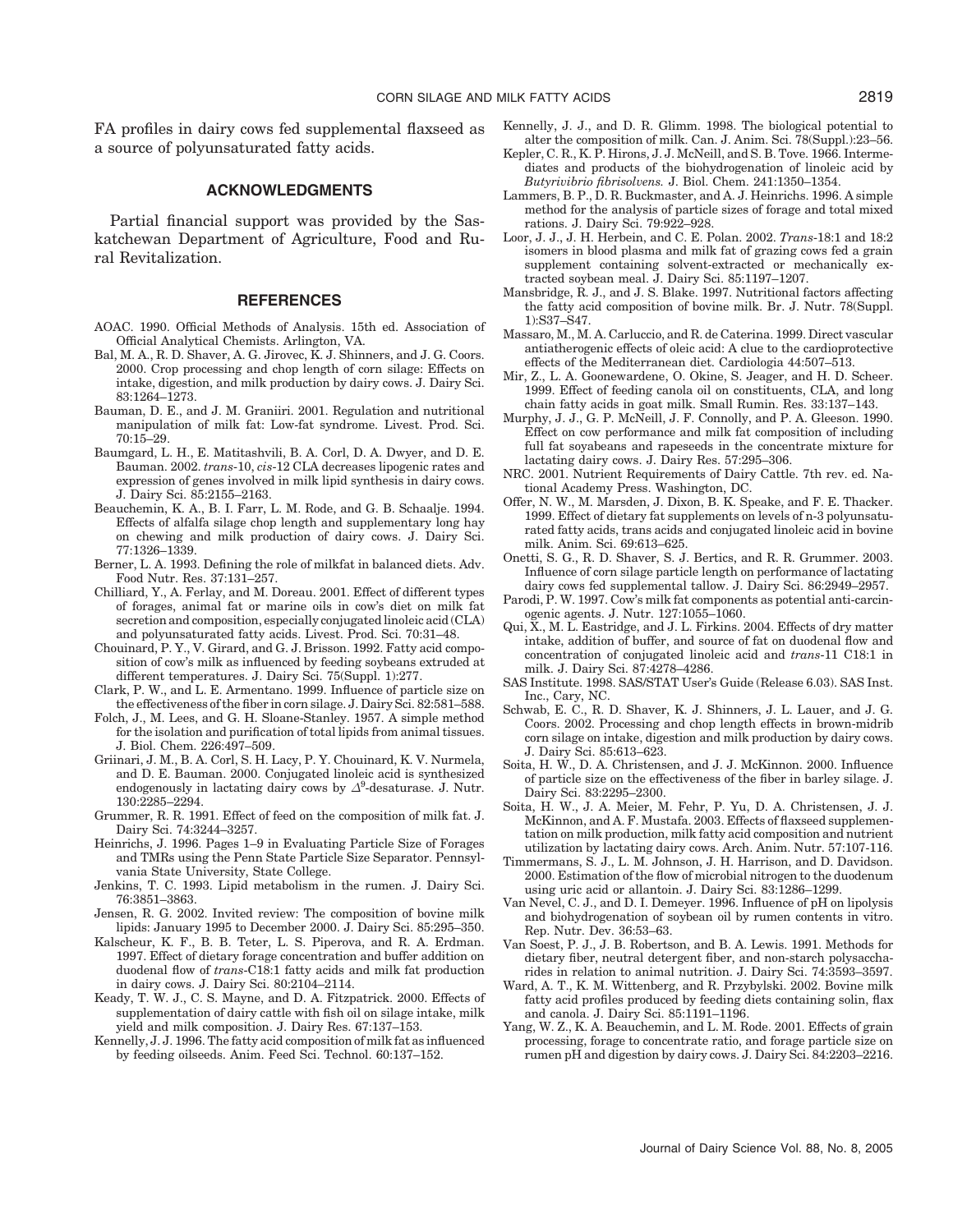FA profiles in dairy cows fed supplemental flaxseed as a source of polyunsaturated fatty acids.

## ACKNOWLEDGMENTS

Partial financial support was provided by the Saskatchewan Department of Agriculture, Food and Rural Revitalization.

## REFERENCES

AOAC. 1990. Official Methods of Analysis. 15th ed. Association of Official Analytical Chemists. Arlington, VA.

Bal, M. A., R. D. Shaver, A. G. Jirovec, K. J. Shinners, and J. G. Coors. 2000. Crop processing and chop length of corn silage: Effects on intake, digestion, and milk production by dairy cows. J. Dairy Sci. 83:1264–1273.

Bauman, D. E., and J. M. Graniiri. 2001. Regulation and nutritional manipulation of milk fat: Low-fat syndrome. Livest. Prod. Sci. 70:15–29.

Baumgard, L. H., E. Matitashvili, B. A. Corl, D. A. Dwyer, and D. E. Bauman. 2002. *trans*-10, *cis*-12 CLA decreases lipogenic rates and expression of genes involved in milk lipid synthesis in dairy cows. J. Dairy Sci. 85:2155–2163.

Beauchemin, K. A., B. I. Farr, L. M. Rode, and G. B. Schaalje. 1994. Effects of alfalfa silage chop length and supplementary long hay on chewing and milk production of dairy cows. J. Dairy Sci. 77:1326–1339.

Berner, L. A. 1993. Defining the role of milkfat in balanced diets. Adv. Food Nutr. Res. 37:131–257.

Chilliard, Y., A. Ferlay, and M. Doreau. 2001. Effect of different types of forages, animal fat or marine oils in cow's diet on milk fat secretion and composition, especially conjugated linoleic acid (CLA) and polyunsaturated fatty acids. Livest. Prod. Sci. 70:31–48.

Chouinard, P. Y., V. Girard, and G. J. Brisson. 1992. Fatty acid composition of cow's milk as influenced by feeding soybeans extruded at different temperatures. J. Dairy Sci. 75(Suppl. 1):277.

Clark, P. W., and L. E. Armentano. 1999. Influence of particle size on the effectiveness of the fiber in corn silage. J. Dairy Sci. 82:581–588.

Folch, J., M. Lees, and G. H. Sloane-Stanley. 1957. A simple method for the isolation and purification of total lipids from animal tissues. J. Biol. Chem. 226:497–509.

Griinari, J. M., B. A. Corl, S. H. Lacy, P. Y. Chouinard, K. V. Nurmela, and D. E. Bauman. 2000. Conjugated linoleic acid is synthesized endogenously in lactating dairy cows by $\Delta^9$-desaturase. J. Nutr. 130:2285–2294.

Grummer, R. R. 1991. Effect of feed on the composition of milk fat. J. Dairy Sci. 74:3244–3257.

Heinrichs, J. 1996. Pages 1–9 in Evaluating Particle Size of Forages and TMRs using the Penn State Particle Size Separator. Pennsylvania State University, State College.

Jenkins, T. C. 1993. Lipid metabolism in the rumen. J. Dairy Sci. 76:3851–3863.

Jensen, R. G. 2002. Invited review: The composition of bovine milk lipids: January 1995 to December 2000. J. Dairy Sci. 85:295–350.

Kalscheur, K. F., B. B. Teter, L. S. Piperova, and R. A. Erdman. 1997. Effect of dietary forage concentration and buffer addition on duodenal flow of *trans*-C18:1 fatty acids and milk fat production in dairy cows. J. Dairy Sci. 80:2104–2114.

Keady, T. W. J., C. S. Mayne, and D. A. Fitzpatrick. 2000. Effects of supplementation of dairy cattle with fish oil on silage intake, milk yield and milk composition. J. Dairy Res. 67:137–153.

Kennelly, J. J. 1996. The fatty acid composition of milk fat as influenced by feeding oilseeds. Anim. Feed Sci. Technol. 60:137–152.

Kennelly, J. J., and D. R. Glimm. 1998. The biological potential to alter the composition of milk. Can. J. Anim. Sci. 78(Suppl.):23–56.

Kepler, C. R., K. P. Hirons, J. J. McNeill, and S. B. Tove. 1966. Intermediates and products of the biohydrogenation of linoleic acid by *Butyrivibrio fibrisolvens.* J. Biol. Chem. 241:1350–1354.

Lammers, B. P., D. R. Buckmaster, and A. J. Heinrichs. 1996. A simple method for the analysis of particle sizes of forage and total mixed rations. J. Dairy Sci. 79:922–928.

Loor, J. J., J. H. Herbein, and C. E. Polan. 2002. *Trans*-18:1 and 18:2 isomers in blood plasma and milk fat of grazing cows fed a grain supplement containing solvent-extracted or mechanically extracted soybean meal. J. Dairy Sci. 85:1197–1207.

Mansbridge, R. J., and J. S. Blake. 1997. Nutritional factors affecting the fatty acid composition of bovine milk. Br. J. Nutr. 78(Suppl. 1):S37–S47.

Massaro, M., M. A. Carluccio, and R. de Caterina. 1999. Direct vascular antiatherogenic effects of oleic acid: A clue to the cardioprotective effects of the Mediterranean diet. Cardiologia 44:507–513.

Mir, Z., L. A. Goonewardene, O. Okine, S. Jeager, and H. D. Scheer. 1999. Effect of feeding canola oil on constituents, CLA, and long chain fatty acids in goat milk. Small Rumin. Res. 33:137–143.

Murphy, J. J., G. P. McNeill, J. F. Connolly, and P. A. Gleeson. 1990. Effect on cow performance and milk fat composition of including full fat soyabeans and rapeseeds in the concentrate mixture for lactating dairy cows. J. Dairy Res. 57:295–306.

NRC. 2001. Nutrient Requirements of Dairy Cattle. 7th rev. ed. National Academy Press. Washington, DC.

Offer, N. W., M. Marsden, J. Dixon, B. K. Speake, and F. E. Thacker. 1999. Effect of dietary fat supplements on levels of n-3 polyunsaturated fatty acids, trans acids and conjugated linoleic acid in bovine milk. Anim. Sci. 69:613–625.

Onetti, S. G., R. D. Shaver, S. J. Bertics, and R. R. Grummer. 2003. Influence of corn silage particle length on performance of lactating dairy cows fed supplemental tallow. J. Dairy Sci. 86:2949–2957.

Parodi, P. W. 1997. Cow's milk fat components as potential anti-carcinogenic agents. J. Nutr. 127:1055–1060.

Qui, X., M. L. Eastridge, and J. L. Firkins. 2004. Effects of dry matter intake, addition of buffer, and source of fat on duodenal flow and concentration of conjugated linoleic acid and *trans*-11 C18:1 in milk. J. Dairy Sci. 87:4278–4286.

SAS Institute. 1998. SAS/STAT User's Guide (Release 6.03). SAS Inst. Inc., Cary, NC.

Schwab, E. C., R. D. Shaver, K. J. Shinners, J. L. Lauer, and J. G. Coors. 2002. Processing and chop length effects in brown-midrib corn silage on intake, digestion and milk production by dairy cows. J. Dairy Sci. 85:613–623.

Soita, H. W., D. A. Christensen, and J. J. McKinnon. 2000. Influence of particle size on the effectiveness of the fiber in barley silage. J. Dairy Sci. 83:2295–2300.

Soita, H. W., J. A. Meier, M. Fehr, P. Yu, D. A. Christensen, J. J. McKinnon, and A. F. Mustafa. 2003. Effects of flaxseed supplementation on milk production, milk fatty acid composition and nutrient utilization by lactating dairy cows. Arch. Anim. Nutr. 57:107-116.

Timmermans, S. J., L. M. Johnson, J. H. Harrison, and D. Davidson. 2000. Estimation of the flow of microbial nitrogen to the duodenum using uric acid or allantoin. J. Dairy Sci. 83:1286–1299.

Van Nevel, C. J., and D. I. Demeyer. 1996. Influence of pH on lipolysis and biohydrogenation of soybean oil by rumen contents in vitro. Rep. Nutr. Dev. 36:53–63.

Van Soest, P. J., J. B. Robertson, and B. A. Lewis. 1991. Methods for dietary fiber, neutral detergent fiber, and non-starch polysaccharides in relation to animal nutrition. J. Dairy Sci. 74:3593–3597.

Ward, A. T., K. M. Wittenberg, and R. Przybylski. 2002. Bovine milk fatty acid profiles produced by feeding diets containing solin, flax and canola. J. Dairy Sci. 85:1191–1196.

Yang, W. Z., K. A. Beauchemin, and L. M. Rode. 2001. Effects of grain processing, forage to concentrate ratio, and forage particle size on rumen pH and digestion by dairy cows. J. Dairy Sci. 84:2203–2216.